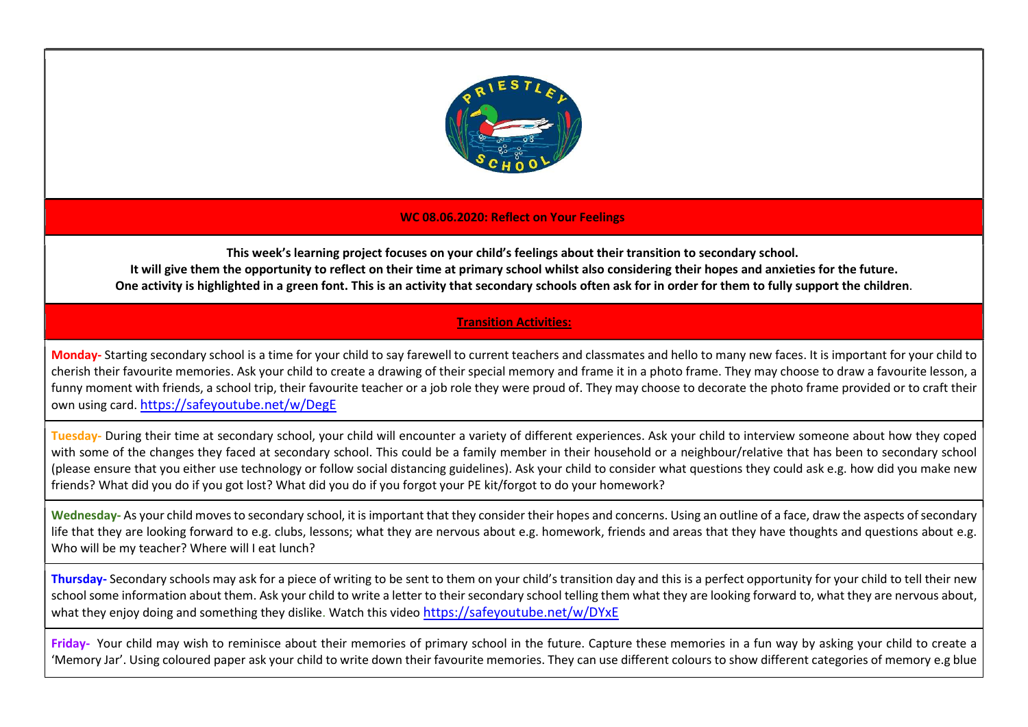**WC 08.06.2020: Reflect on Your Feelings**

**This week's learning project focuses on your child's feelings about their transition to secondary school.**
**It will give them the opportunity to reflect on their time at primary school whilst also considering their hopes and anxieties for the future.**
**One activity is highlighted in a green font. This is an activity that secondary schools often ask for in order for them to fully support the children**.

**Transition Activities:**

**Monday-** Starting secondary school is a time for your child to say farewell to current teachers and classmates and hello to many new faces. It is important for your child to cherish their favourite memories. Ask your child to create a drawing of their special memory and frame it in a photo frame. They may choose to draw a favourite lesson, a funny moment with friends, a school trip, their favourite teacher or a job role they were proud of. They may choose to decorate the photo frame provided or to craft their own using card. https://safeyoutube.net/w/DegE

**Tuesday-** During their time at secondary school, your child will encounter a variety of different experiences. Ask your child to interview someone about how they coped with some of the changes they faced at secondary school. This could be a family member in their household or a neighbour/relative that has been to secondary school (please ensure that you either use technology or follow social distancing guidelines). Ask your child to consider what questions they could ask e.g. how did you make new friends? What did you do if you got lost? What did you do if you forgot your PE kit/forgot to do your homework?

**Wednesday-** As your child moves to secondary school, it is important that they consider their hopes and concerns. Using an outline of a face, draw the aspects of secondary life that they are looking forward to e.g. clubs, lessons; what they are nervous about e.g. homework, friends and areas that they have thoughts and questions about e.g. Who will be my teacher? Where will I eat lunch?

**Thursday-** Secondary schools may ask for a piece of writing to be sent to them on your child's transition day and this is a perfect opportunity for your child to tell their new school some information about them. Ask your child to write a letter to their secondary school telling them what they are looking forward to, what they are nervous about, what they enjoy doing and something they dislike. Watch this video https://safeyoutube.net/w/DYxE

**Friday-** Your child may wish to reminisce about their memories of primary school in the future. Capture these memories in a fun way by asking your child to create a 'Memory Jar'. Using coloured paper ask your child to write down their favourite memories. They can use different colours to show different categories of memory e.g blue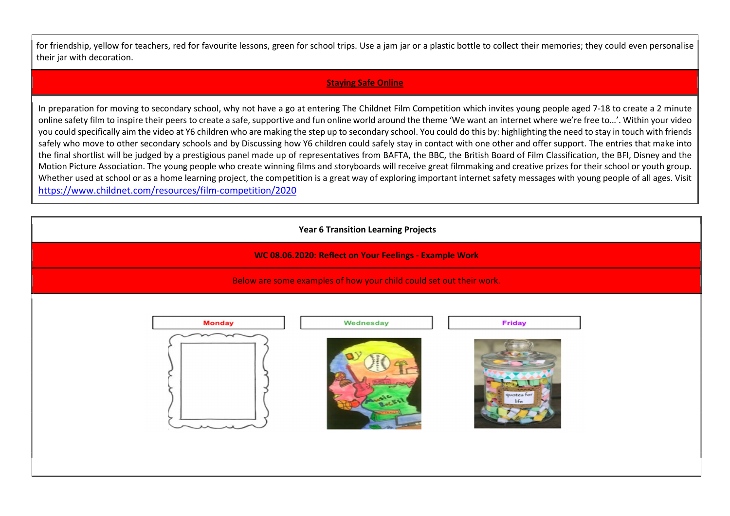for friendship, yellow for teachers, red for favourite lessons, green for school trips. Use a jam jar or a plastic bottle to collect their memories; they could even personalise their jar with decoration.

## Staying Safe Online

In preparation for moving to secondary school, why not have a go at entering The Childnet Film Competition which invites young people aged 7-18 to create a 2 minute online safety film to inspire their peers to create a safe, supportive and fun online world around the theme 'We want an internet where we're free to…'. Within your video you could specifically aim the video at Y6 children who are making the step up to secondary school. You could do this by: highlighting the need to stay in touch with friends safely who move to other secondary schools and by Discussing how Y6 children could safely stay in contact with one other and offer support. The entries that make into the final shortlist will be judged by a prestigious panel made up of representatives from BAFTA, the BBC, the British Board of Film Classification, the BFI, Disney and the Motion Picture Association. The young people who create winning films and storyboards will receive great filmmaking and creative prizes for their school or youth group. Whether used at school or as a home learning project, the competition is a great way of exploring important internet safety messages with young people of all ages. Visit https://www.childnet.com/resources/film-competition/2020

## Year 6 Transition Learning Projects

### WC 08.06.2020: Reflect on Your Feelings - Example Work

Below are some examples of how your child could set out their work.

| Monday | Wednesday | Friday |
| --- | --- | --- |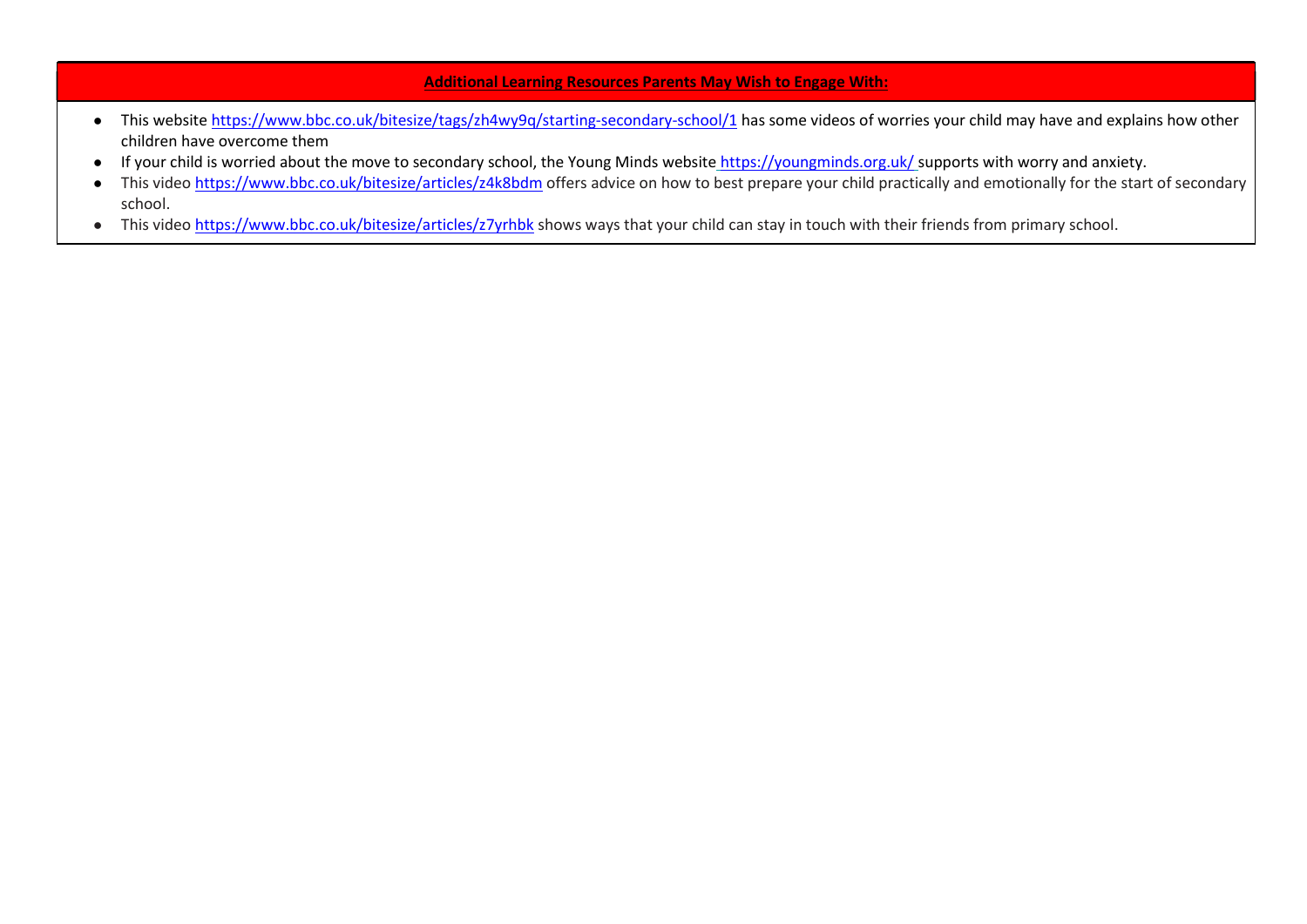**Additional Learning Resources Parents May Wish to Engage With:**

- This website https://www.bbc.co.uk/bitesize/tags/zh4wy9q/starting-secondary-school/1 has some videos of worries your child may have and explains how other children have overcome them
- If your child is worried about the move to secondary school, the Young Minds website https://youngminds.org.uk/ supports with worry and anxiety.
- This video https://www.bbc.co.uk/bitesize/articles/z4k8bdm offers advice on how to best prepare your child practically and emotionally for the start of secondary school.
- This video https://www.bbc.co.uk/bitesize/articles/z7yrhbk shows ways that your child can stay in touch with their friends from primary school.